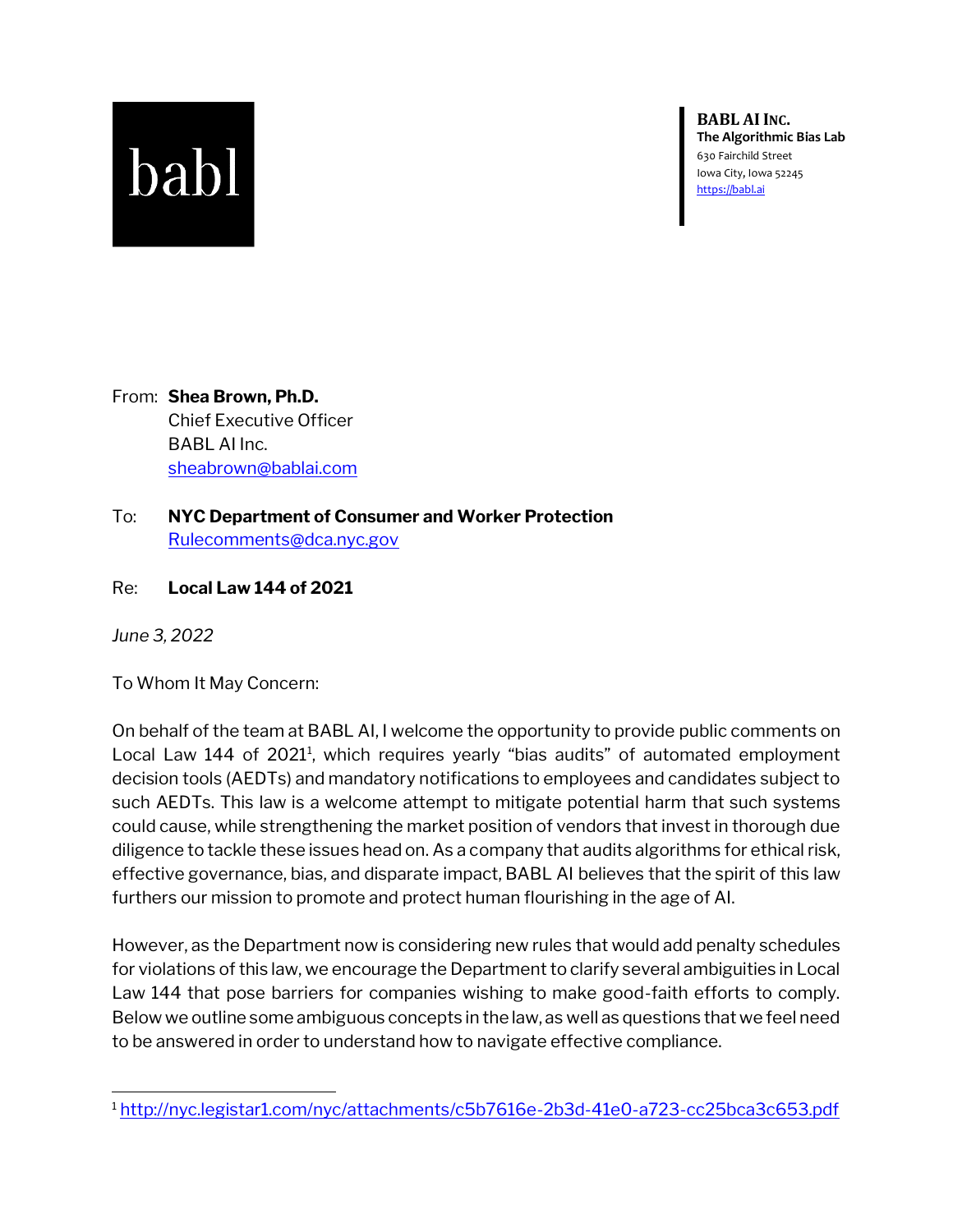babl

**BABL AI INC.**
**The Algorithmic Bias Lab**
630 Fairchild Street
Iowa City, Iowa 52245
https://babl.ai

From: **Shea Brown, Ph.D.**
Chief Executive Officer
BABL AI Inc.
sheabrown@bablai.com

To: **NYC Department of Consumer and Worker Protection**
Rulecomments@dca.nyc.gov

Re: **Local Law 144 of 2021**

*June 3, 2022*

To Whom It May Concern:

On behalf of the team at BABL AI, I welcome the opportunity to provide public comments on Local Law 144 of 2021[1], which requires yearly "bias audits" of automated employment decision tools (AEDTs) and mandatory notifications to employees and candidates subject to such AEDTs. This law is a welcome attempt to mitigate potential harm that such systems could cause, while strengthening the market position of vendors that invest in thorough due diligence to tackle these issues head on. As a company that audits algorithms for ethical risk, effective governance, bias, and disparate impact, BABL AI believes that the spirit of this law furthers our mission to promote and protect human flourishing in the age of AI.

However, as the Department now is considering new rules that would add penalty schedules for violations of this law, we encourage the Department to clarify several ambiguities in Local Law 144 that pose barriers for companies wishing to make good-faith efforts to comply. Below we outline some ambiguous concepts in the law, as well as questions that we feel need to be answered in order to understand how to navigate effective compliance.

[1] http://nyc.legistar1.com/nyc/attachments/c5b7616e-2b3d-41e0-a723-cc25bca3c653.pdf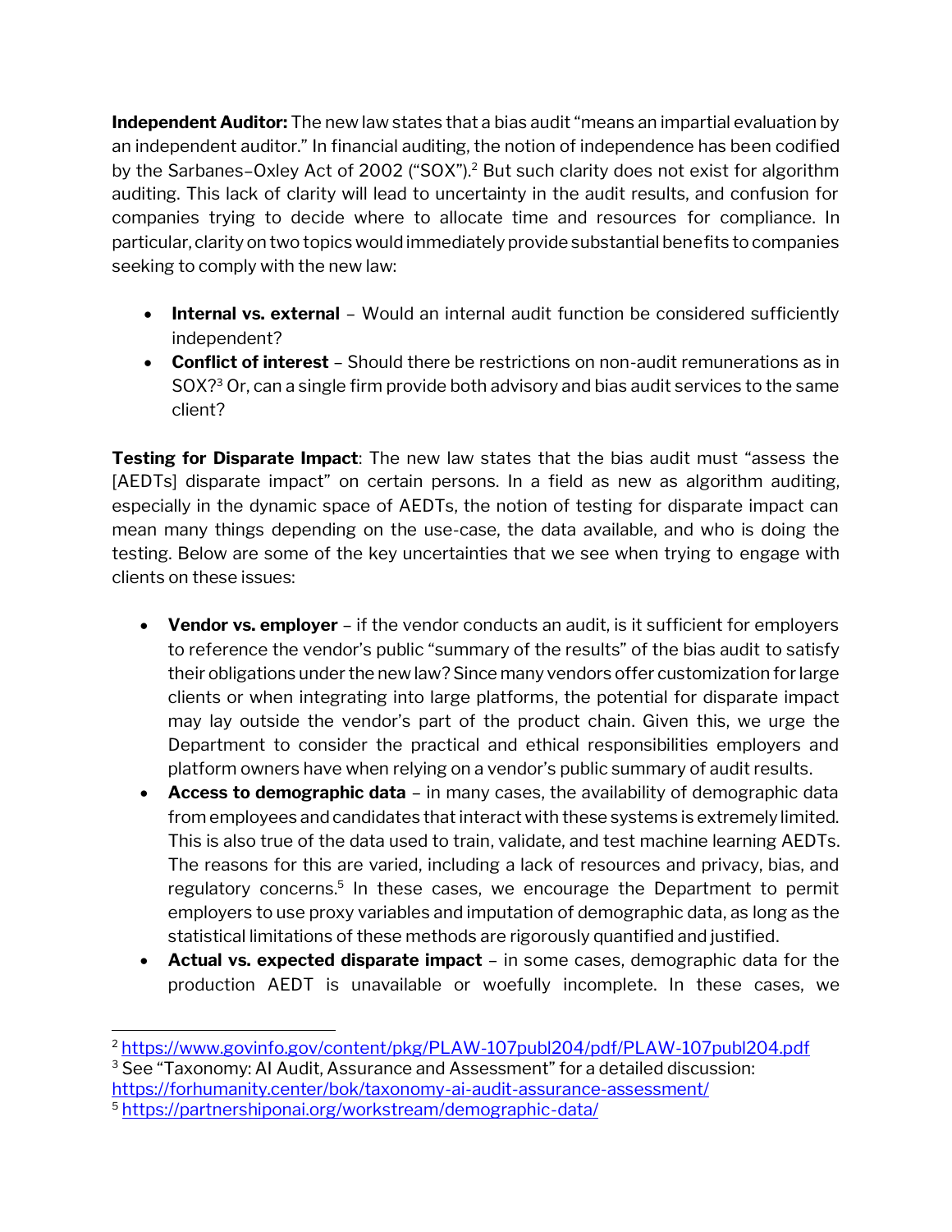**Independent Auditor:** The new law states that a bias audit "means an impartial evaluation by an independent auditor." In financial auditing, the notion of independence has been codified by the Sarbanes–Oxley Act of 2002 ("SOX").[2] But such clarity does not exist for algorithm auditing. This lack of clarity will lead to uncertainty in the audit results, and confusion for companies trying to decide where to allocate time and resources for compliance. In particular, clarity on two topics would immediately provide substantial benefits to companies seeking to comply with the new law:

- **Internal vs. external** – Would an internal audit function be considered sufficiently independent?
- **Conflict of interest** – Should there be restrictions on non-audit remunerations as in SOX?[3] Or, can a single firm provide both advisory and bias audit services to the same client?

**Testing for Disparate Impact**: The new law states that the bias audit must "assess the [AEDTs] disparate impact" on certain persons. In a field as new as algorithm auditing, especially in the dynamic space of AEDTs, the notion of testing for disparate impact can mean many things depending on the use-case, the data available, and who is doing the testing. Below are some of the key uncertainties that we see when trying to engage with clients on these issues:

- **Vendor vs. employer** – if the vendor conducts an audit, is it sufficient for employers to reference the vendor's public "summary of the results" of the bias audit to satisfy their obligations under the new law? Since many vendors offer customization for large clients or when integrating into large platforms, the potential for disparate impact may lay outside the vendor's part of the product chain. Given this, we urge the Department to consider the practical and ethical responsibilities employers and platform owners have when relying on a vendor's public summary of audit results.
- **Access to demographic data** – in many cases, the availability of demographic data from employees and candidates that interact with these systems is extremely limited. This is also true of the data used to train, validate, and test machine learning AEDTs. The reasons for this are varied, including a lack of resources and privacy, bias, and regulatory concerns.[5] In these cases, we encourage the Department to permit employers to use proxy variables and imputation of demographic data, as long as the statistical limitations of these methods are rigorously quantified and justified.
- **Actual vs. expected disparate impact** – in some cases, demographic data for the production AEDT is unavailable or woefully incomplete. In these cases, we

---

[2] https://www.govinfo.gov/content/pkg/PLAW-107publ204/pdf/PLAW-107publ204.pdf

[3] See "Taxonomy: AI Audit, Assurance and Assessment" for a detailed discussion: https://forhumanity.center/bok/taxonomy-ai-audit-assurance-assessment/

[5] https://partnershiponai.org/workstream/demographic-data/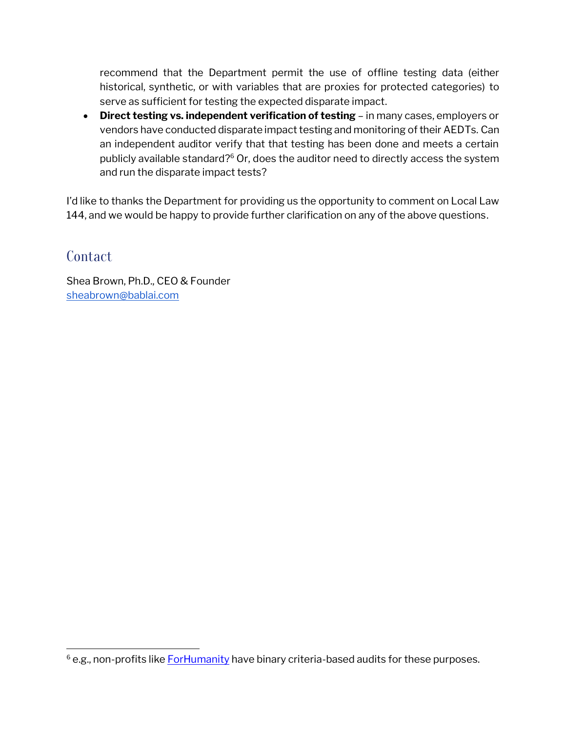recommend that the Department permit the use of offline testing data (either historical, synthetic, or with variables that are proxies for protected categories) to serve as sufficient for testing the expected disparate impact.

- **Direct testing vs. independent verification of testing** – in many cases, employers or vendors have conducted disparate impact testing and monitoring of their AEDTs. Can an independent auditor verify that that testing has been done and meets a certain publicly available standard?[6] Or, does the auditor need to directly access the system and run the disparate impact tests?

I'd like to thanks the Department for providing us the opportunity to comment on Local Law 144, and we would be happy to provide further clarification on any of the above questions.

## Contact

Shea Brown, Ph.D., CEO & Founder
sheabrown@bablai.com

---

[6] e.g., non-profits like ForHumanity have binary criteria-based audits for these purposes.